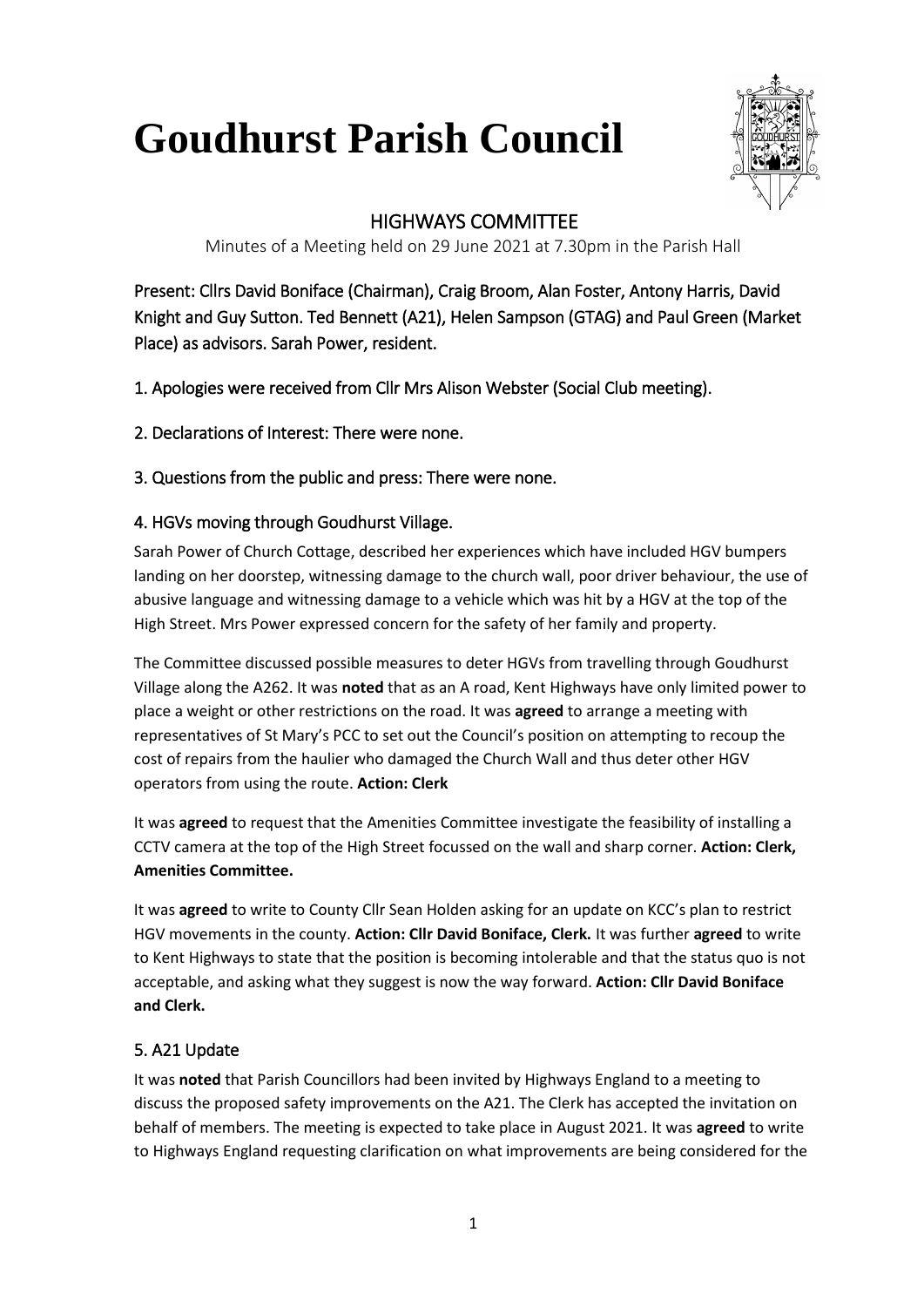# Goudhurst Parish Council

## HIGHWAYS COMMITTEE

Minutes of a Meeting held on 29 June 2021 at 7.30pm in the Parish Hall

Present: Cllrs David Boniface (Chairman), Craig Broom, Alan Foster, Antony Harris, David Knight and Guy Sutton. Ted Bennett (A21), Helen Sampson (GTAG) and Paul Green (Market Place) as advisors. Sarah Power, resident.

### 1. Apologies were received from Cllr Mrs Alison Webster (Social Club meeting).

### 2. Declarations of Interest: There were none.

### 3. Questions from the public and press: There were none.

### 4. HGVs moving through Goudhurst Village.

Sarah Power of Church Cottage, described her experiences which have included HGV bumpers landing on her doorstep, witnessing damage to the church wall, poor driver behaviour, the use of abusive language and witnessing damage to a vehicle which was hit by a HGV at the top of the High Street. Mrs Power expressed concern for the safety of her family and property.

The Committee discussed possible measures to deter HGVs from travelling through Goudhurst Village along the A262. It was **noted** that as an A road, Kent Highways have only limited power to place a weight or other restrictions on the road. It was **agreed** to arrange a meeting with representatives of St Mary's PCC to set out the Council's position on attempting to recoup the cost of repairs from the haulier who damaged the Church Wall and thus deter other HGV operators from using the route. **Action: Clerk**

It was **agreed** to request that the Amenities Committee investigate the feasibility of installing a CCTV camera at the top of the High Street focussed on the wall and sharp corner. **Action: Clerk, Amenities Committee.**

It was **agreed** to write to County Cllr Sean Holden asking for an update on KCC's plan to restrict HGV movements in the county. **Action: Cllr David Boniface, Clerk.** It was further **agreed** to write to Kent Highways to state that the position is becoming intolerable and that the status quo is not acceptable, and asking what they suggest is now the way forward. **Action: Cllr David Boniface and Clerk.**

### 5. A21 Update

It was **noted** that Parish Councillors had been invited by Highways England to a meeting to discuss the proposed safety improvements on the A21. The Clerk has accepted the invitation on behalf of members. The meeting is expected to take place in August 2021. It was **agreed** to write to Highways England requesting clarification on what improvements are being considered for the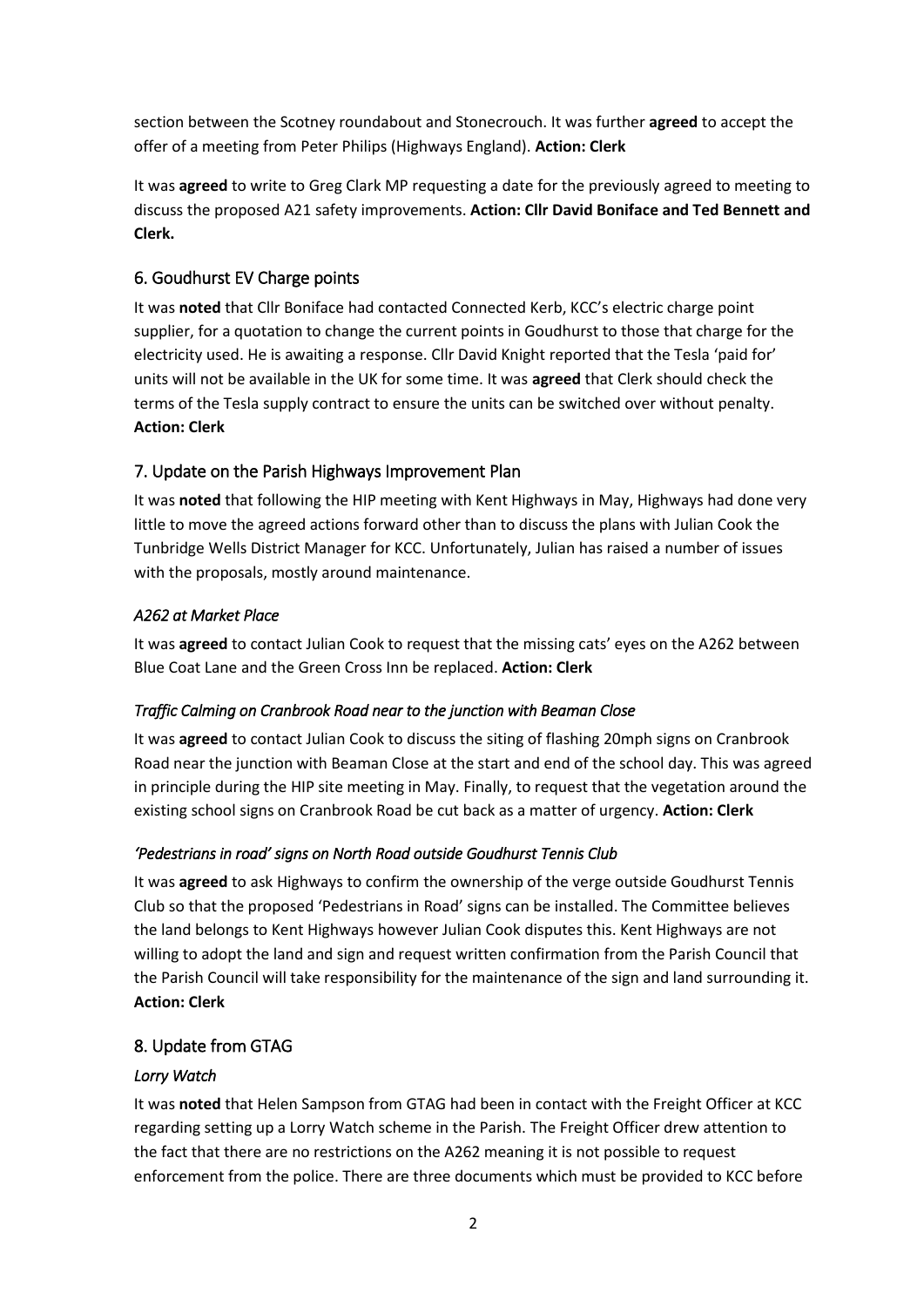section between the Scotney roundabout and Stonecrouch. It was further **agreed** to accept the offer of a meeting from Peter Philips (Highways England). **Action: Clerk**

It was **agreed** to write to Greg Clark MP requesting a date for the previously agreed to meeting to discuss the proposed A21 safety improvements. **Action: Cllr David Boniface and Ted Bennett and Clerk.**

## 6. Goudhurst EV Charge points

It was **noted** that Cllr Boniface had contacted Connected Kerb, KCC's electric charge point supplier, for a quotation to change the current points in Goudhurst to those that charge for the electricity used. He is awaiting a response. Cllr David Knight reported that the Tesla 'paid for' units will not be available in the UK for some time. It was **agreed** that Clerk should check the terms of the Tesla supply contract to ensure the units can be switched over without penalty. **Action: Clerk**

## 7. Update on the Parish Highways Improvement Plan

It was **noted** that following the HIP meeting with Kent Highways in May, Highways had done very little to move the agreed actions forward other than to discuss the plans with Julian Cook the Tunbridge Wells District Manager for KCC. Unfortunately, Julian has raised a number of issues with the proposals, mostly around maintenance.

### *A262 at Market Place*

It was **agreed** to contact Julian Cook to request that the missing cats' eyes on the A262 between Blue Coat Lane and the Green Cross Inn be replaced. **Action: Clerk**

### *Traffic Calming on Cranbrook Road near to the junction with Beaman Close*

It was **agreed** to contact Julian Cook to discuss the siting of flashing 20mph signs on Cranbrook Road near the junction with Beaman Close at the start and end of the school day. This was agreed in principle during the HIP site meeting in May. Finally, to request that the vegetation around the existing school signs on Cranbrook Road be cut back as a matter of urgency. **Action: Clerk**

### *'Pedestrians in road' signs on North Road outside Goudhurst Tennis Club*

It was **agreed** to ask Highways to confirm the ownership of the verge outside Goudhurst Tennis Club so that the proposed 'Pedestrians in Road' signs can be installed. The Committee believes the land belongs to Kent Highways however Julian Cook disputes this. Kent Highways are not willing to adopt the land and sign and request written confirmation from the Parish Council that the Parish Council will take responsibility for the maintenance of the sign and land surrounding it. **Action: Clerk**

## 8. Update from GTAG

### *Lorry Watch*

It was **noted** that Helen Sampson from GTAG had been in contact with the Freight Officer at KCC regarding setting up a Lorry Watch scheme in the Parish. The Freight Officer drew attention to the fact that there are no restrictions on the A262 meaning it is not possible to request enforcement from the police. There are three documents which must be provided to KCC before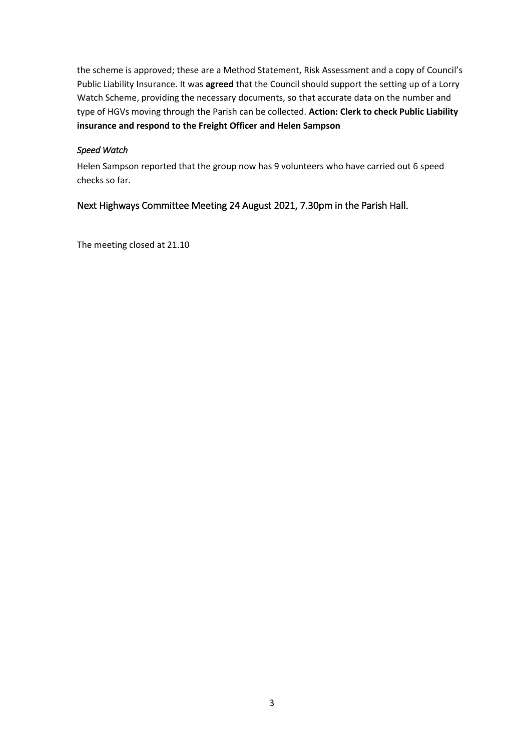the scheme is approved; these are a Method Statement, Risk Assessment and a copy of Council's Public Liability Insurance. It was **agreed** that the Council should support the setting up of a Lorry Watch Scheme, providing the necessary documents, so that accurate data on the number and type of HGVs moving through the Parish can be collected. **Action: Clerk to check Public Liability insurance and respond to the Freight Officer and Helen Sampson**

*Speed Watch*

Helen Sampson reported that the group now has 9 volunteers who have carried out 6 speed checks so far.

## Next Highways Committee Meeting 24 August 2021, 7.30pm in the Parish Hall.

The meeting closed at 21.10